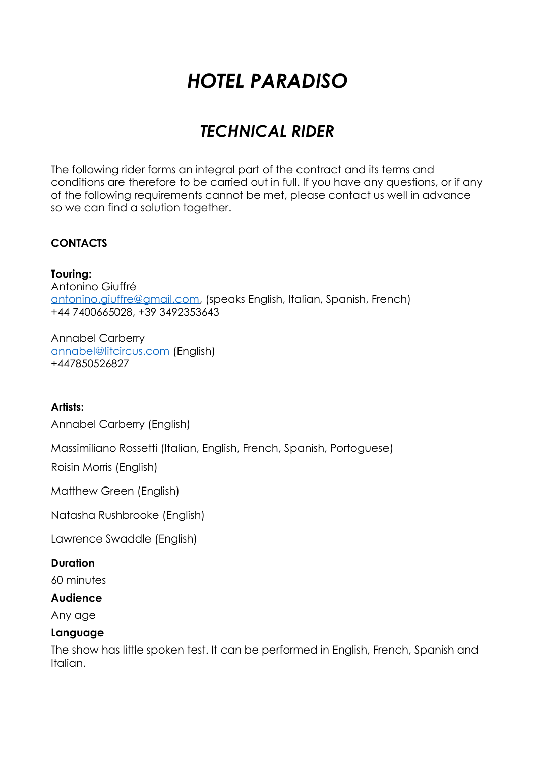# *HOTEL PARADISO*

## *TECHNICAL RIDER*

The following rider forms an integral part of the contract and its terms and conditions are therefore to be carried out in full. If you have any questions, or if any of the following requirements cannot be met, please contact us well in advance so we can find a solution together.

**CONTACTS**

**Touring:**
Antonino Giuffré
antonino.giuffre@gmail.com, (speaks English, Italian, Spanish, French)
+44 7400665028, +39 3492353643

Annabel Carberry
annabel@litcircus.com (English)
+447850526827

**Artists:**

Annabel Carberry (English)

Massimiliano Rossetti (Italian, English, French, Spanish, Portoguese)

Roisin Morris (English)

Matthew Green (English)

Natasha Rushbrooke (English)

Lawrence Swaddle (English)

**Duration**

60 minutes

**Audience**

Any age

**Language**

The show has little spoken test. It can be performed in English, French, Spanish and Italian.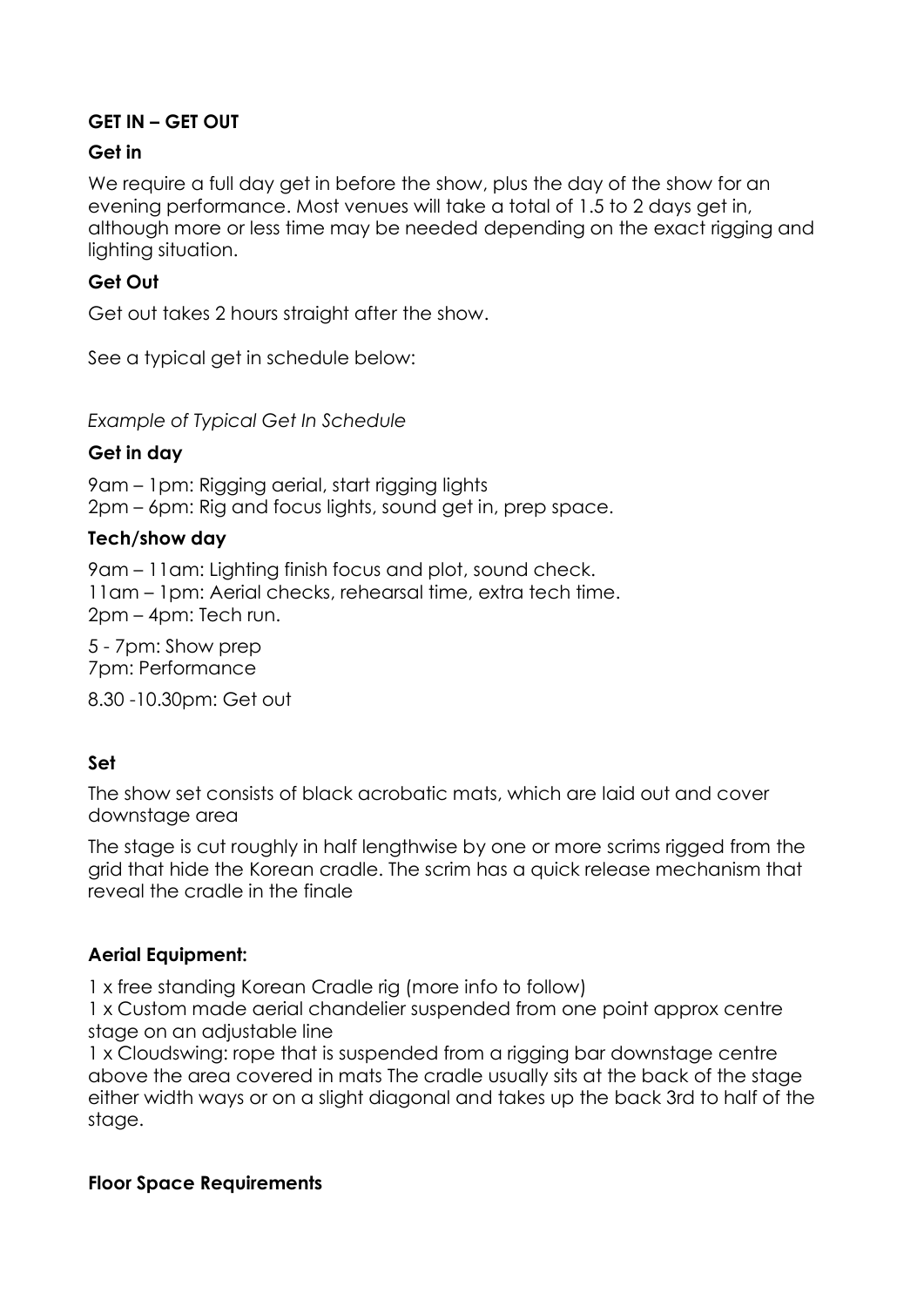## GET IN – GET OUT

### Get in

We require a full day get in before the show, plus the day of the show for an evening performance. Most venues will take a total of 1.5 to 2 days get in, although more or less time may be needed depending on the exact rigging and lighting situation.

### Get Out

Get out takes 2 hours straight after the show.

See a typical get in schedule below:

*Example of Typical Get In Schedule*

### Get in day

9am – 1pm: Rigging aerial, start rigging lights
2pm – 6pm: Rig and focus lights, sound get in, prep space.

### Tech/show day

9am – 11am: Lighting finish focus and plot, sound check.
11am – 1pm: Aerial checks, rehearsal time, extra tech time.
2pm – 4pm: Tech run.

5 - 7pm: Show prep
7pm: Performance

8.30 -10.30pm: Get out

## Set

The show set consists of black acrobatic mats, which are laid out and cover downstage area

The stage is cut roughly in half lengthwise by one or more scrims rigged from the grid that hide the Korean cradle. The scrim has a quick release mechanism that reveal the cradle in the finale

## Aerial Equipment:

1 x free standing Korean Cradle rig (more info to follow)
1 x Custom made aerial chandelier suspended from one point approx centre stage on an adjustable line
1 x Cloudswing: rope that is suspended from a rigging bar downstage centre above the area covered in mats The cradle usually sits at the back of the stage either width ways or on a slight diagonal and takes up the back 3rd to half of the stage.

## Floor Space Requirements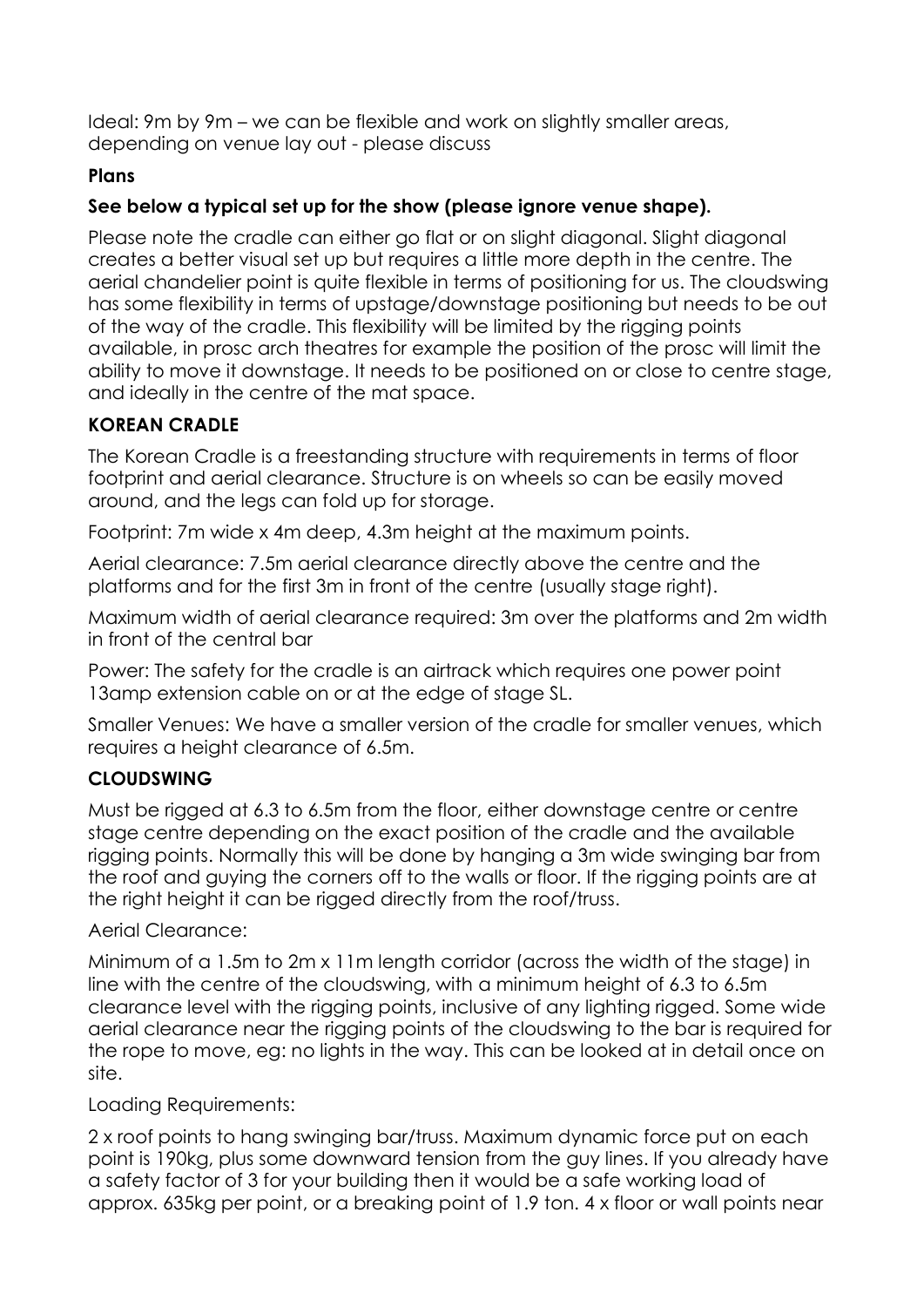Ideal: 9m by 9m – we can be flexible and work on slightly smaller areas, depending on venue lay out - please discuss

**Plans**

**See below a typical set up for the show (please ignore venue shape).**

Please note the cradle can either go flat or on slight diagonal. Slight diagonal creates a better visual set up but requires a little more depth in the centre. The aerial chandelier point is quite flexible in terms of positioning for us. The cloudswing has some flexibility in terms of upstage/downstage positioning but needs to be out of the way of the cradle. This flexibility will be limited by the rigging points available, in prosc arch theatres for example the position of the prosc will limit the ability to move it downstage. It needs to be positioned on or close to centre stage, and ideally in the centre of the mat space.

**KOREAN CRADLE**

The Korean Cradle is a freestanding structure with requirements in terms of floor footprint and aerial clearance. Structure is on wheels so can be easily moved around, and the legs can fold up for storage.

Footprint: 7m wide x 4m deep, 4.3m height at the maximum points.

Aerial clearance: 7.5m aerial clearance directly above the centre and the platforms and for the first 3m in front of the centre (usually stage right).

Maximum width of aerial clearance required: 3m over the platforms and 2m width in front of the central bar

Power: The safety for the cradle is an airtrack which requires one power point 13amp extension cable on or at the edge of stage SL.

Smaller Venues: We have a smaller version of the cradle for smaller venues, which requires a height clearance of 6.5m.

**CLOUDSWING**

Must be rigged at 6.3 to 6.5m from the floor, either downstage centre or centre stage centre depending on the exact position of the cradle and the available rigging points. Normally this will be done by hanging a 3m wide swinging bar from the roof and guying the corners off to the walls or floor. If the rigging points are at the right height it can be rigged directly from the roof/truss.

Aerial Clearance:

Minimum of a 1.5m to 2m x 11m length corridor (across the width of the stage) in line with the centre of the cloudswing, with a minimum height of 6.3 to 6.5m clearance level with the rigging points, inclusive of any lighting rigged. Some wide aerial clearance near the rigging points of the cloudswing to the bar is required for the rope to move, eg: no lights in the way. This can be looked at in detail once on site.

Loading Requirements:

2 x roof points to hang swinging bar/truss. Maximum dynamic force put on each point is 190kg, plus some downward tension from the guy lines. If you already have a safety factor of 3 for your building then it would be a safe working load of approx. 635kg per point, or a breaking point of 1.9 ton. 4 x floor or wall points near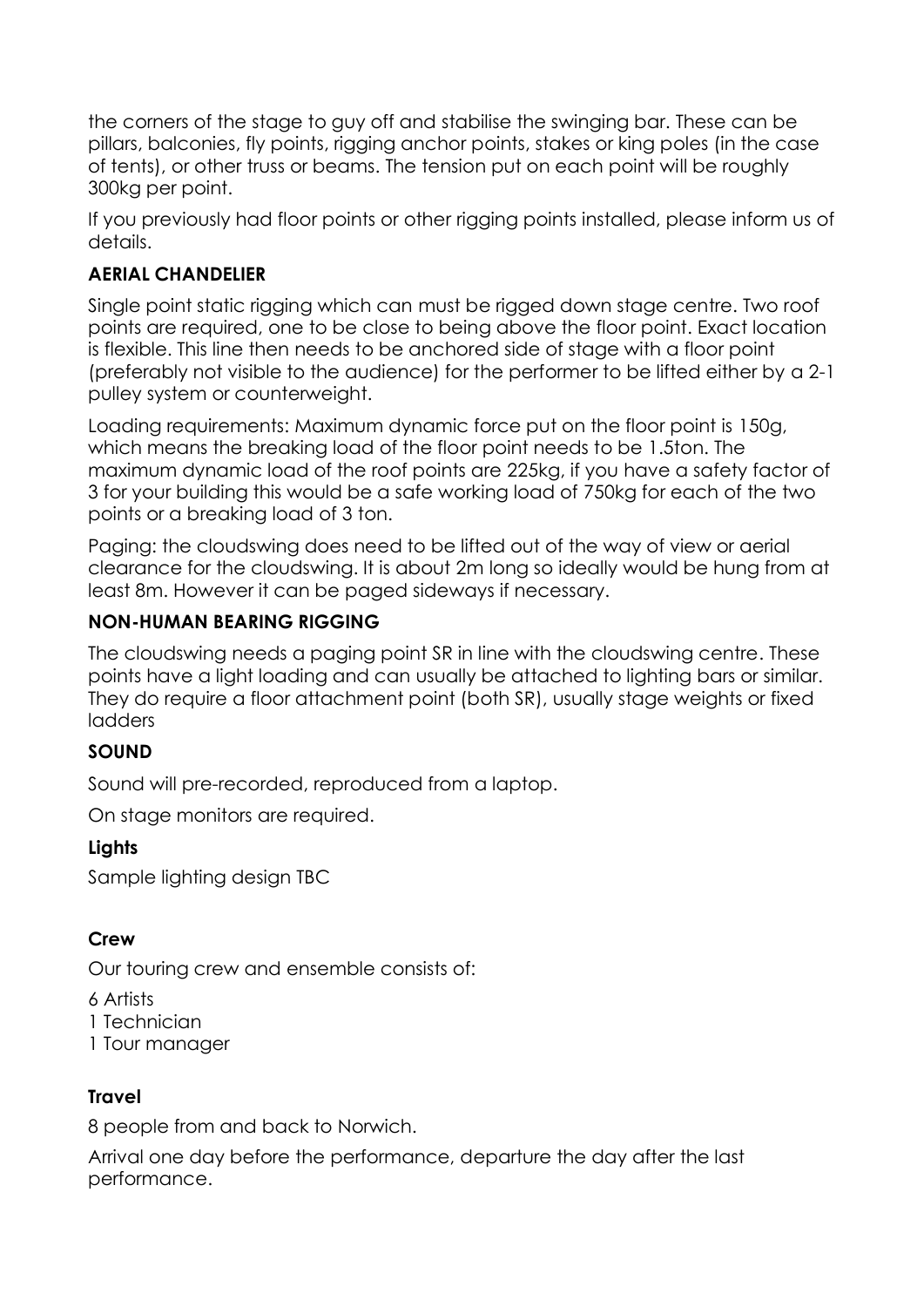the corners of the stage to guy off and stabilise the swinging bar. These can be pillars, balconies, fly points, rigging anchor points, stakes or king poles (in the case of tents), or other truss or beams. The tension put on each point will be roughly 300kg per point.

If you previously had floor points or other rigging points installed, please inform us of details.

**AERIAL CHANDELIER**

Single point static rigging which can must be rigged down stage centre. Two roof points are required, one to be close to being above the floor point. Exact location is flexible. This line then needs to be anchored side of stage with a floor point (preferably not visible to the audience) for the performer to be lifted either by a 2-1 pulley system or counterweight.

Loading requirements: Maximum dynamic force put on the floor point is 150g, which means the breaking load of the floor point needs to be 1.5ton. The maximum dynamic load of the roof points are 225kg, if you have a safety factor of 3 for your building this would be a safe working load of 750kg for each of the two points or a breaking load of 3 ton.

Paging: the cloudswing does need to be lifted out of the way of view or aerial clearance for the cloudswing. It is about 2m long so ideally would be hung from at least 8m. However it can be paged sideways if necessary.

**NON-HUMAN BEARING RIGGING**

The cloudswing needs a paging point SR in line with the cloudswing centre. These points have a light loading and can usually be attached to lighting bars or similar. They do require a floor attachment point (both SR), usually stage weights or fixed ladders

**SOUND**

Sound will pre-recorded, reproduced from a laptop.

On stage monitors are required.

**Lights**

Sample lighting design TBC

**Crew**

Our touring crew and ensemble consists of:

6 Artists
1 Technician
1 Tour manager

**Travel**

8 people from and back to Norwich.

Arrival one day before the performance, departure the day after the last performance.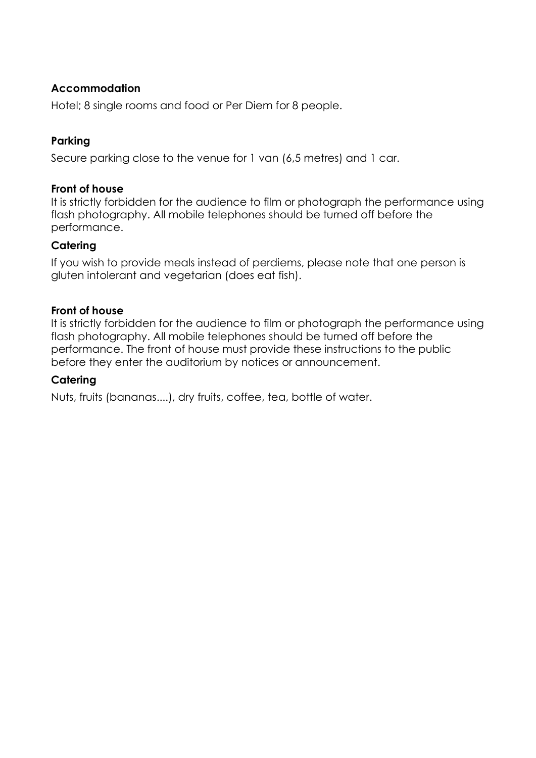**Accommodation**

Hotel; 8 single rooms and food or Per Diem for 8 people.

**Parking**

Secure parking close to the venue for 1 van (6,5 metres) and 1 car.

**Front of house**

It is strictly forbidden for the audience to film or photograph the performance using flash photography. All mobile telephones should be turned off before the performance.

**Catering**

If you wish to provide meals instead of perdiems, please note that one person is gluten intolerant and vegetarian (does eat fish).

**Front of house**

It is strictly forbidden for the audience to film or photograph the performance using flash photography. All mobile telephones should be turned off before the performance. The front of house must provide these instructions to the public before they enter the auditorium by notices or announcement.

**Catering**

Nuts, fruits (bananas....), dry fruits, coffee, tea, bottle of water.